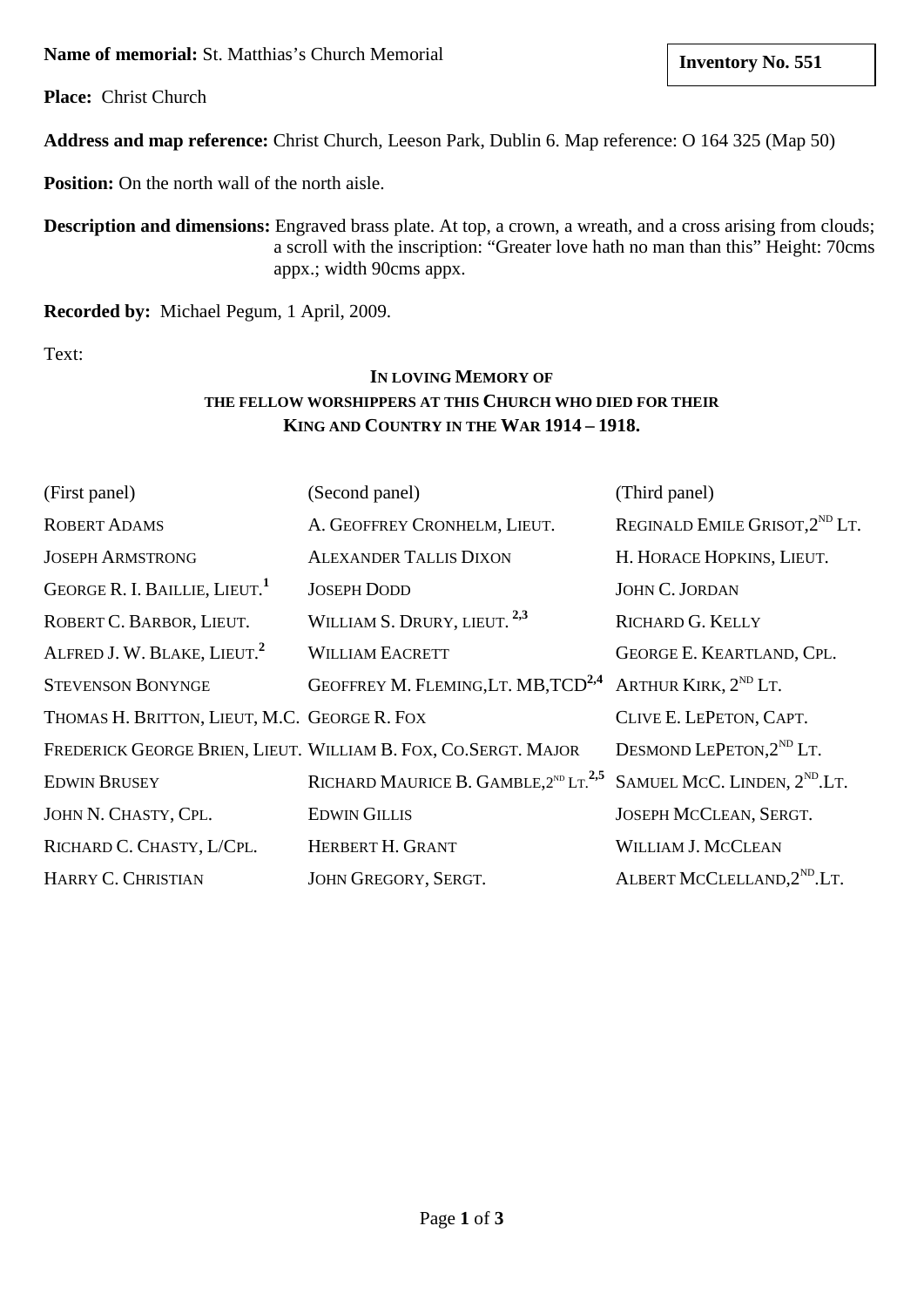**Name of memorial:** St. Matthias's Church Memorial

**Inventory No. 551**

**Place:** Christ Church

**Address and map reference:** Christ Church, Leeson Park, Dublin 6. Map reference: O 164 325 (Map 50)

**Position:** On the north wall of the north aisle.

**Description and dimensions:** Engraved brass plate. At top, a crown, a wreath, and a cross arising from clouds; a scroll with the inscription: "Greater love hath no man than this" Height: 70cms appx.; width 90cms appx.

**Recorded by:** Michael Pegum, 1 April, 2009.

Text:

**IN LOVING MEMORY OF**
**THE FELLOW WORSHIPPERS AT THIS CHURCH WHO DIED FOR THEIR**
**KING AND COUNTRY IN THE WAR 1914 – 1918.**

| (First panel) | (Second panel) | (Third panel) |
|---|---|---|
| ROBERT ADAMS | A. GEOFFREY CRONHELM, LIEUT. | REGINALD EMILE GRISOT, 2ND LT. |
| JOSEPH ARMSTRONG | ALEXANDER TALLIS DIXON | H. HORACE HOPKINS, LIEUT. |
| GEORGE R. I. BAILLIE, LIEUT.[1] | JOSEPH DODD | JOHN C. JORDAN |
| ROBERT C. BARBOR, LIEUT. | WILLIAM S. DRURY, LIEUT.[2,3] | RICHARD G. KELLY |
| ALFRED J. W. BLAKE, LIEUT.[2] | WILLIAM EACRETT | GEORGE E. KEARTLAND, CPL. |
| STEVENSON BONYNGE | GEOFFREY M. FLEMING, LT. MB, TCD[2,4] | ARTHUR KIRK, 2ND LT. |
| THOMAS H. BRITTON, LIEUT, M.C. | GEORGE R. FOX | CLIVE E. LEPETON, CAPT. |
| FREDERICK GEORGE BRIEN, LIEUT. | WILLIAM B. FOX, CO.SERGT. MAJOR | DESMOND LEPETON, 2ND LT. |
| EDWIN BRUSEY | RICHARD MAURICE B. GAMBLE, 2ND LT.[2,5] | SAMUEL MCC. LINDEN, 2ND.LT. |
| JOHN N. CHASTY, CPL. | EDWIN GILLIS | JOSEPH MCCLEAN, SERGT. |
| RICHARD C. CHASTY, L/CPL. | HERBERT H. GRANT | WILLIAM J. MCCLEAN |
| HARRY C. CHRISTIAN | JOHN GREGORY, SERGT. | ALBERT MCCLELLAND, 2ND.LT. |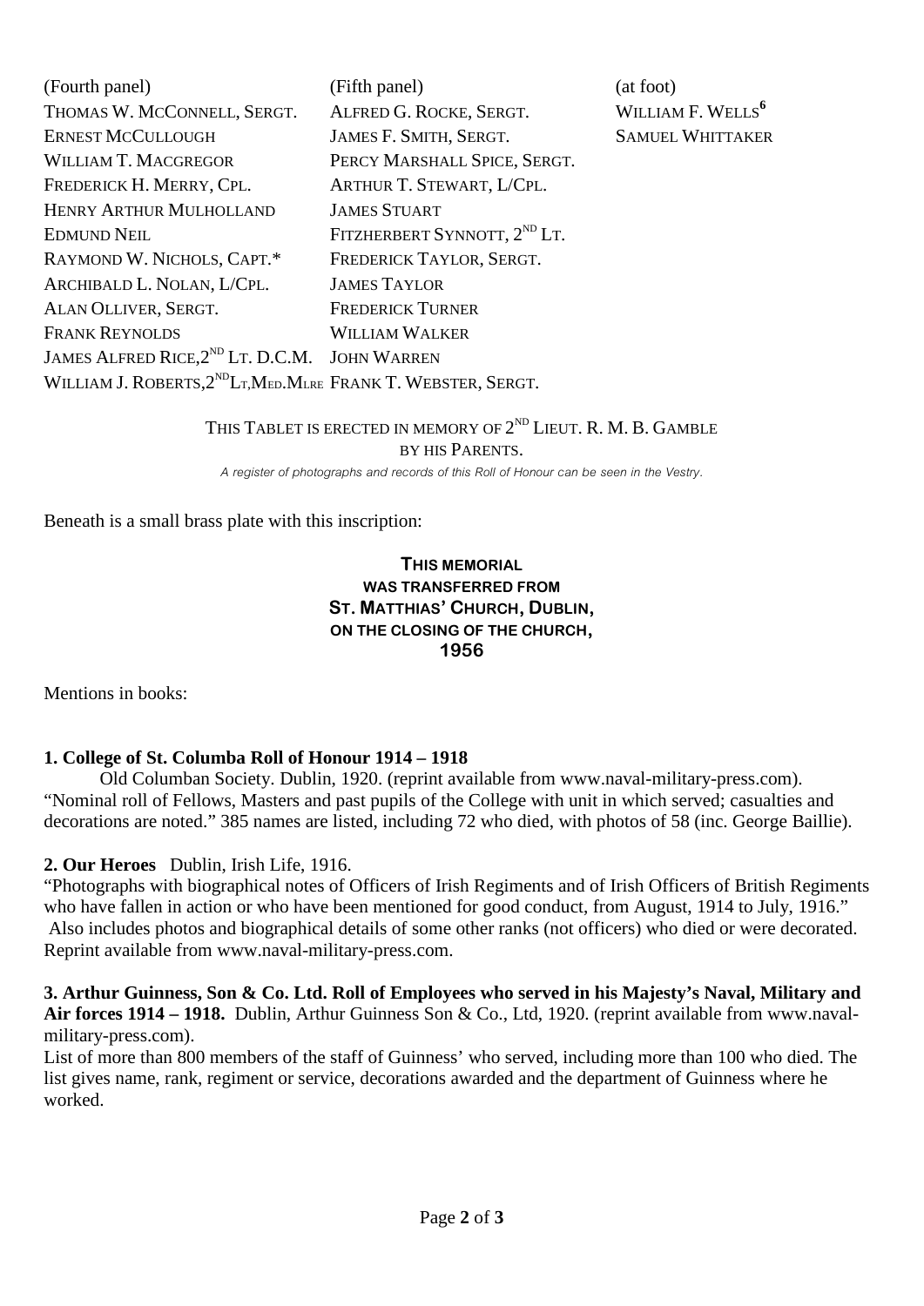| (Fourth panel) | (Fifth panel) | (at foot) |
|---|---|---|
| THOMAS W. MCCONNELL, SERGT. | ALFRED G. ROCKE, SERGT. | WILLIAM F. WELLS[6] |
| ERNEST MCCULLOUGH | JAMES F. SMITH, SERGT. | SAMUEL WHITTAKER |
| WILLIAM T. MACGREGOR | PERCY MARSHALL SPICE, SERGT. | |
| FREDERICK H. MERRY, CPL. | ARTHUR T. STEWART, L/CPL. | |
| HENRY ARTHUR MULHOLLAND | JAMES STUART | |
| EDMUND NEIL | FITZHERBERT SYNNOTT, 2ND LT. | |
| RAYMOND W. NICHOLS, CAPT.* | FREDERICK TAYLOR, SERGT. | |
| ARCHIBALD L. NOLAN, L/CPL. | JAMES TAYLOR | |
| ALAN OLLIVER, SERGT. | FREDERICK TURNER | |
| FRANK REYNOLDS | WILLIAM WALKER | |
| JAMES ALFRED RICE, 2ND LT. D.C.M. | JOHN WARREN | |
| WILLIAM J. ROBERTS, 2ND LT, MED. MLRE | FRANK T. WEBSTER, SERGT. | |

THIS TABLET IS ERECTED IN MEMORY OF 2ND LIEUT. R. M. B. GAMBLE
BY HIS PARENTS.

*A register of photographs and records of this Roll of Honour can be seen in the Vestry.*

Beneath is a small brass plate with this inscription:

**THIS MEMORIAL
WAS TRANSFERRED FROM
ST. MATTHIAS' CHURCH, DUBLIN,
ON THE CLOSING OF THE CHURCH,
1956**

Mentions in books:

**1. College of St. Columba Roll of Honour 1914 – 1918**

Old Columban Society. Dublin, 1920. (reprint available from www.naval-military-press.com).
"Nominal roll of Fellows, Masters and past pupils of the College with unit in which served; casualties and decorations are noted." 385 names are listed, including 72 who died, with photos of 58 (inc. George Baillie).

**2. Our Heroes** Dublin, Irish Life, 1916.
"Photographs with biographical notes of Officers of Irish Regiments and of Irish Officers of British Regiments who have fallen in action or who have been mentioned for good conduct, from August, 1914 to July, 1916." Also includes photos and biographical details of some other ranks (not officers) who died or were decorated. Reprint available from www.naval-military-press.com.

**3. Arthur Guinness, Son & Co. Ltd. Roll of Employees who served in his Majesty's Naval, Military and Air forces 1914 – 1918.** Dublin, Arthur Guinness Son & Co., Ltd, 1920. (reprint available from www.naval-military-press.com).
List of more than 800 members of the staff of Guinness' who served, including more than 100 who died. The list gives name, rank, regiment or service, decorations awarded and the department of Guinness where he worked.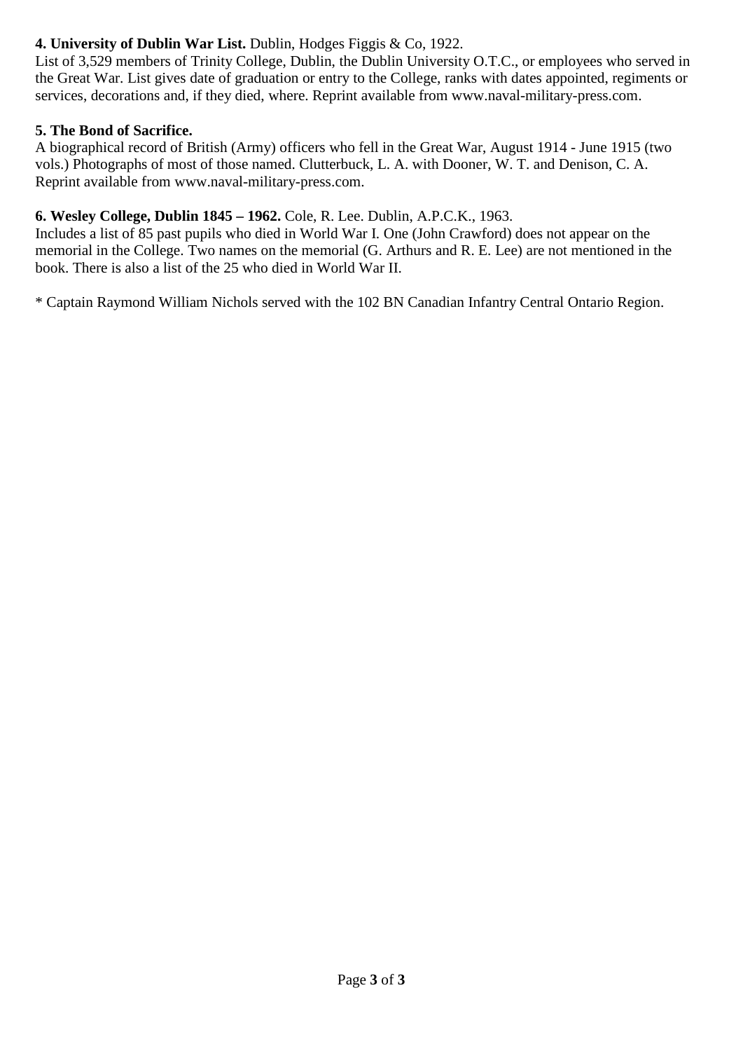**4. University of Dublin War List.** Dublin, Hodges Figgis & Co, 1922.
List of 3,529 members of Trinity College, Dublin, the Dublin University O.T.C., or employees who served in the Great War. List gives date of graduation or entry to the College, ranks with dates appointed, regiments or services, decorations and, if they died, where. Reprint available from www.naval-military-press.com.

**5. The Bond of Sacrifice.**
A biographical record of British (Army) officers who fell in the Great War, August 1914 - June 1915 (two vols.) Photographs of most of those named. Clutterbuck, L. A. with Dooner, W. T. and Denison, C. A. Reprint available from www.naval-military-press.com.

**6. Wesley College, Dublin 1845 – 1962.** Cole, R. Lee. Dublin, A.P.C.K., 1963.
Includes a list of 85 past pupils who died in World War I. One (John Crawford) does not appear on the memorial in the College. Two names on the memorial (G. Arthurs and R. E. Lee) are not mentioned in the book. There is also a list of the 25 who died in World War II.

* Captain Raymond William Nichols served with the 102 BN Canadian Infantry Central Ontario Region.